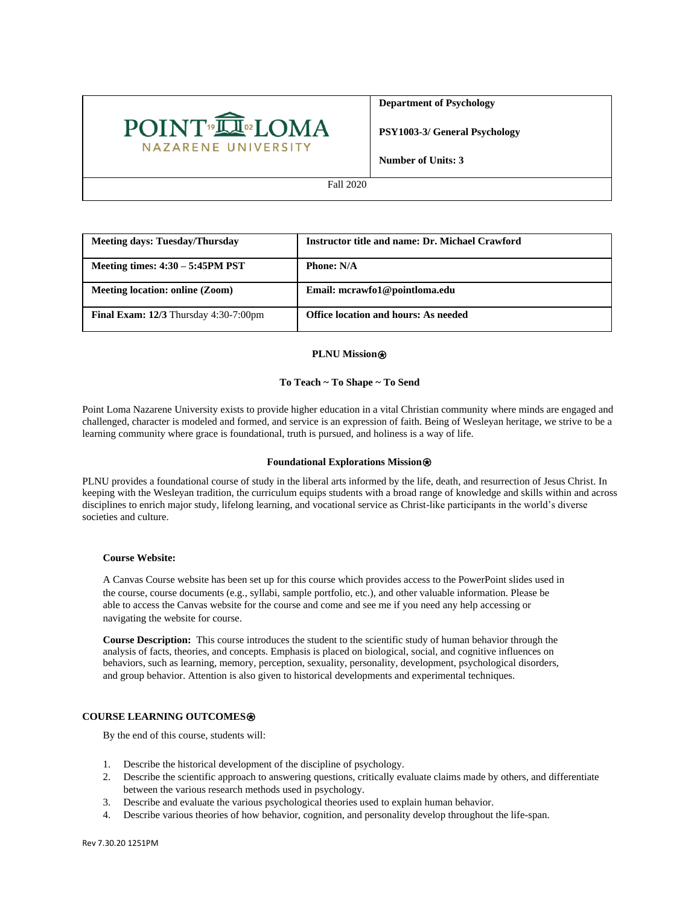| POINT LOMA NAZARENE UNIVERSITY | **Department of Psychology**<br><br>**PSY1003-3/ General Psychology**<br><br>**Number of Units: 3** |
|---|---|
| Fall 2020 | |

| **Meeting days: Tuesday/Thursday** | **Instructor title and name: Dr. Michael Crawford** |
|---|---|
| **Meeting times: 4:30 – 5:45PM PST** | **Phone: N/A** |
| **Meeting location: online (Zoom)** | **Email: mcrawfo1@pointloma.edu** |
| **Final Exam: 12/3** Thursday 4:30-7:00pm | **Office location and hours: As needed** |

**PLNU Mission⍟**

**To Teach ~ To Shape ~ To Send**

Point Loma Nazarene University exists to provide higher education in a vital Christian community where minds are engaged and challenged, character is modeled and formed, and service is an expression of faith. Being of Wesleyan heritage, we strive to be a learning community where grace is foundational, truth is pursued, and holiness is a way of life.

**Foundational Explorations Mission⍟**

PLNU provides a foundational course of study in the liberal arts informed by the life, death, and resurrection of Jesus Christ. In keeping with the Wesleyan tradition, the curriculum equips students with a broad range of knowledge and skills within and across disciplines to enrich major study, lifelong learning, and vocational service as Christ-like participants in the world's diverse societies and culture.

**Course Website:**

A Canvas Course website has been set up for this course which provides access to the PowerPoint slides used in the course, course documents (e.g., syllabi, sample portfolio, etc.), and other valuable information. Please be able to access the Canvas website for the course and come and see me if you need any help accessing or navigating the website for course.

**Course Description:** This course introduces the student to the scientific study of human behavior through the analysis of facts, theories, and concepts. Emphasis is placed on biological, social, and cognitive influences on behaviors, such as learning, memory, perception, sexuality, personality, development, psychological disorders, and group behavior. Attention is also given to historical developments and experimental techniques.

**COURSE LEARNING OUTCOMES⍟**

By the end of this course, students will:

1. Describe the historical development of the discipline of psychology.
2. Describe the scientific approach to answering questions, critically evaluate claims made by others, and differentiate between the various research methods used in psychology.
3. Describe and evaluate the various psychological theories used to explain human behavior.
4. Describe various theories of how behavior, cognition, and personality develop throughout the life-span.

Rev 7.30.20 1251PM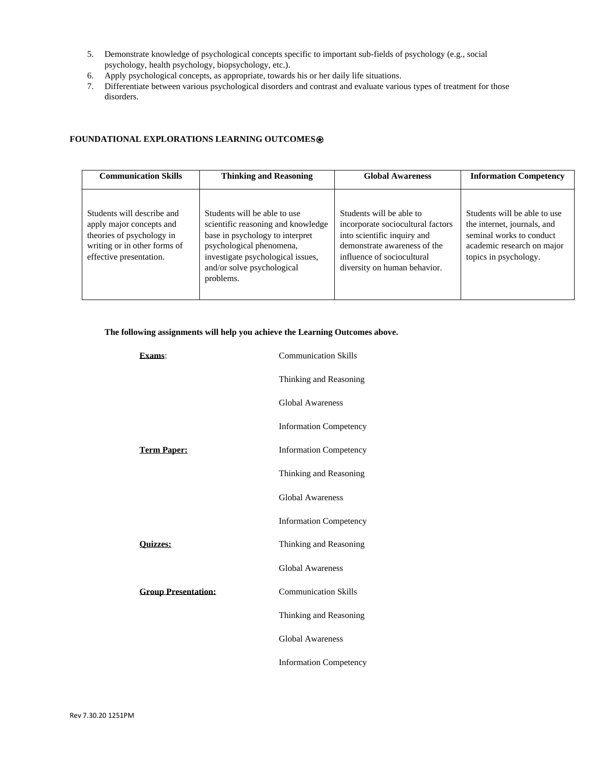5. Demonstrate knowledge of psychological concepts specific to important sub-fields of psychology (e.g., social psychology, health psychology, biopsychology, etc.).
6. Apply psychological concepts, as appropriate, towards his or her daily life situations.
7. Differentiate between various psychological disorders and contrast and evaluate various types of treatment for those disorders.

**FOUNDATIONAL EXPLORATIONS LEARNING OUTCOMES⊛**

| Communication Skills | Thinking and Reasoning | Global Awareness | Information Competency |
|---|---|---|---|
| Students will describe and apply major concepts and theories of psychology in writing or in other forms of effective presentation. | Students will be able to use scientific reasoning and knowledge base in psychology to interpret psychological phenomena, investigate psychological issues, and/or solve psychological problems. | Students will be able to incorporate sociocultural factors into scientific inquiry and demonstrate awareness of the influence of sociocultural diversity on human behavior. | Students will be able to use the internet, journals, and seminal works to conduct academic research on major topics in psychology. |

**The following assignments will help you achieve the Learning Outcomes above.**

**Exams**:
- Communication Skills
- Thinking and Reasoning
- Global Awareness
- Information Competency

**Term Paper:**
- Information Competency
- Thinking and Reasoning
- Global Awareness
- Information Competency

**Quizzes:**
- Thinking and Reasoning
- Global Awareness

**Group Presentation:**
- Communication Skills
- Thinking and Reasoning
- Global Awareness
- Information Competency

Rev 7.30.20 1251PM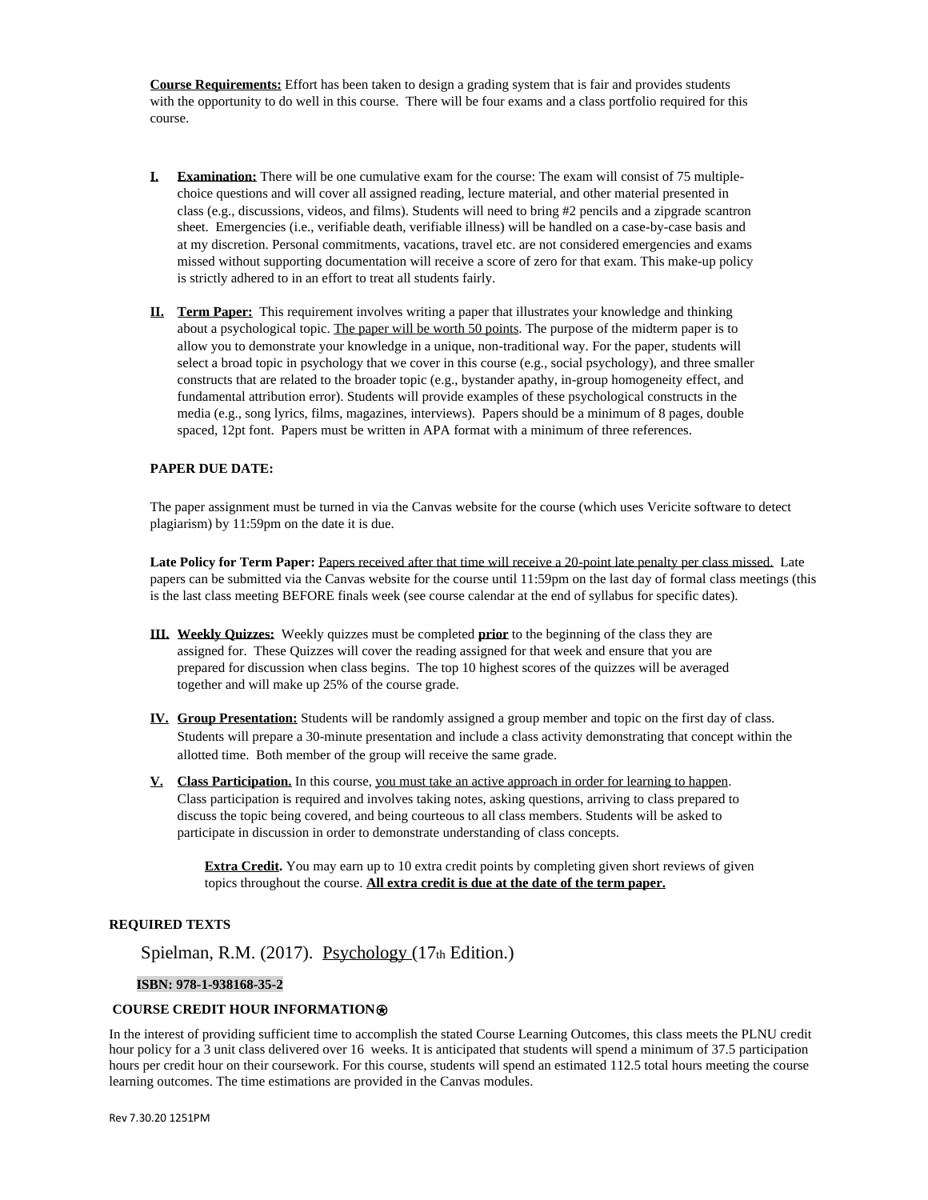**<u>Course Requirements:</u>** Effort has been taken to design a grading system that is fair and provides students with the opportunity to do well in this course. There will be four exams and a class portfolio required for this course.

I. **<u>Examination:</u>** There will be one cumulative exam for the course: The exam will consist of 75 multiple-choice questions and will cover all assigned reading, lecture material, and other material presented in class (e.g., discussions, videos, and films). Students will need to bring #2 pencils and a zipgrade scantron sheet. Emergencies (i.e., verifiable death, verifiable illness) will be handled on a case-by-case basis and at my discretion. Personal commitments, vacations, travel etc. are not considered emergencies and exams missed without supporting documentation will receive a score of zero for that exam. This make-up policy is strictly adhered to in an effort to treat all students fairly.

II. **<u>Term Paper:</u>** This requirement involves writing a paper that illustrates your knowledge and thinking about a psychological topic. <u>The paper will be worth 50 points</u>. The purpose of the midterm paper is to allow you to demonstrate your knowledge in a unique, non-traditional way. For the paper, students will select a broad topic in psychology that we cover in this course (e.g., social psychology), and three smaller constructs that are related to the broader topic (e.g., bystander apathy, in-group homogeneity effect, and fundamental attribution error). Students will provide examples of these psychological constructs in the media (e.g., song lyrics, films, magazines, interviews). Papers should be a minimum of 8 pages, double spaced, 12pt font. Papers must be written in APA format with a minimum of three references.

**PAPER DUE DATE:**

The paper assignment must be turned in via the Canvas website for the course (which uses Vericite software to detect plagiarism) by 11:59pm on the date it is due.

**Late Policy for Term Paper:** <u>Papers received after that time will receive a 20-point late penalty per class missed.</u> Late papers can be submitted via the Canvas website for the course until 11:59pm on the last day of formal class meetings (this is the last class meeting BEFORE finals week (see course calendar at the end of syllabus for specific dates).

III. **<u>Weekly Quizzes:</u>** Weekly quizzes must be completed **<u>prior</u>** to the beginning of the class they are assigned for. These Quizzes will cover the reading assigned for that week and ensure that you are prepared for discussion when class begins. The top 10 highest scores of the quizzes will be averaged together and will make up 25% of the course grade.

IV. **<u>Group Presentation:</u>** Students will be randomly assigned a group member and topic on the first day of class. Students will prepare a 30-minute presentation and include a class activity demonstrating that concept within the allotted time. Both member of the group will receive the same grade.

V. **<u>Class Participation.</u>** In this course, <u>you must take an active approach in order for learning to happen</u>. Class participation is required and involves taking notes, asking questions, arriving to class prepared to discuss the topic being covered, and being courteous to all class members. Students will be asked to participate in discussion in order to demonstrate understanding of class concepts.

**<u>Extra Credit.</u>** You may earn up to 10 extra credit points by completing given short reviews of given topics throughout the course. **<u>All extra credit is due at the date of the term paper.</u>**

**REQUIRED TEXTS**

Spielman, R.M. (2017). <u>Psychology</u> (17th Edition.)

**ISBN: 978-1-938168-35-2**

**COURSE CREDIT HOUR INFORMATION**⍟

In the interest of providing sufficient time to accomplish the stated Course Learning Outcomes, this class meets the PLNU credit hour policy for a 3 unit class delivered over 16 weeks. It is anticipated that students will spend a minimum of 37.5 participation hours per credit hour on their coursework. For this course, students will spend an estimated 112.5 total hours meeting the course learning outcomes. The time estimations are provided in the Canvas modules.

Rev 7.30.20 1251PM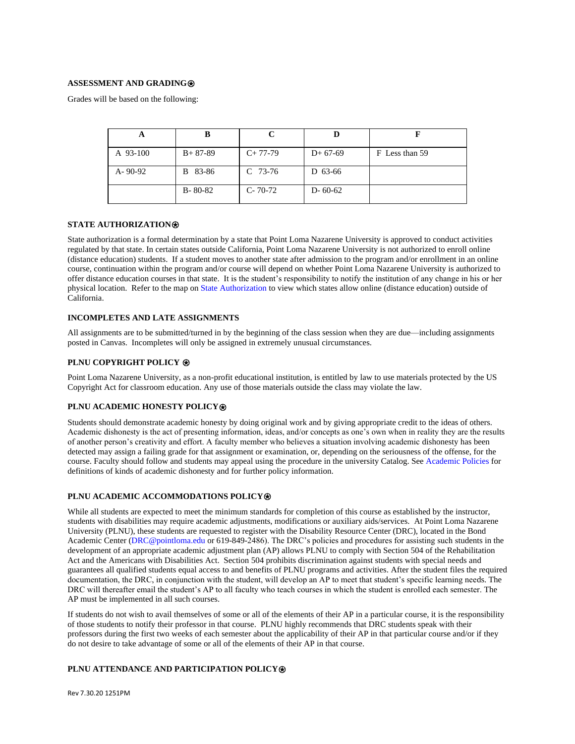**ASSESSMENT AND GRADING⊛**

Grades will be based on the following:

| A | B | C | D | F |
|---|---|---|---|---|
| A 93-100 | B+ 87-89 | C+ 77-79 | D+ 67-69 | F Less than 59 |
| A- 90-92 | B 83-86 | C 73-76 | D 63-66 | |
| | B- 80-82 | C- 70-72 | D- 60-62 | |

**STATE AUTHORIZATION⊛**

State authorization is a formal determination by a state that Point Loma Nazarene University is approved to conduct activities regulated by that state. In certain states outside California, Point Loma Nazarene University is not authorized to enroll online (distance education) students. If a student moves to another state after admission to the program and/or enrollment in an online course, continuation within the program and/or course will depend on whether Point Loma Nazarene University is authorized to offer distance education courses in that state. It is the student's responsibility to notify the institution of any change in his or her physical location. Refer to the map on State Authorization to view which states allow online (distance education) outside of California.

**INCOMPLETES AND LATE ASSIGNMENTS**

All assignments are to be submitted/turned in by the beginning of the class session when they are due—including assignments posted in Canvas. Incompletes will only be assigned in extremely unusual circumstances.

**PLNU COPYRIGHT POLICY ⊛**

Point Loma Nazarene University, as a non-profit educational institution, is entitled by law to use materials protected by the US Copyright Act for classroom education. Any use of those materials outside the class may violate the law.

**PLNU ACADEMIC HONESTY POLICY⊛**

Students should demonstrate academic honesty by doing original work and by giving appropriate credit to the ideas of others. Academic dishonesty is the act of presenting information, ideas, and/or concepts as one's own when in reality they are the results of another person's creativity and effort. A faculty member who believes a situation involving academic dishonesty has been detected may assign a failing grade for that assignment or examination, or, depending on the seriousness of the offense, for the course. Faculty should follow and students may appeal using the procedure in the university Catalog. See Academic Policies for definitions of kinds of academic dishonesty and for further policy information.

**PLNU ACADEMIC ACCOMMODATIONS POLICY⊛**

While all students are expected to meet the minimum standards for completion of this course as established by the instructor, students with disabilities may require academic adjustments, modifications or auxiliary aids/services. At Point Loma Nazarene University (PLNU), these students are requested to register with the Disability Resource Center (DRC), located in the Bond Academic Center (DRC@pointloma.edu or 619-849-2486). The DRC's policies and procedures for assisting such students in the development of an appropriate academic adjustment plan (AP) allows PLNU to comply with Section 504 of the Rehabilitation Act and the Americans with Disabilities Act. Section 504 prohibits discrimination against students with special needs and guarantees all qualified students equal access to and benefits of PLNU programs and activities. After the student files the required documentation, the DRC, in conjunction with the student, will develop an AP to meet that student's specific learning needs. The DRC will thereafter email the student's AP to all faculty who teach courses in which the student is enrolled each semester. The AP must be implemented in all such courses.

If students do not wish to avail themselves of some or all of the elements of their AP in a particular course, it is the responsibility of those students to notify their professor in that course. PLNU highly recommends that DRC students speak with their professors during the first two weeks of each semester about the applicability of their AP in that particular course and/or if they do not desire to take advantage of some or all of the elements of their AP in that course.

**PLNU ATTENDANCE AND PARTICIPATION POLICY⊛**

Rev 7.30.20 1251PM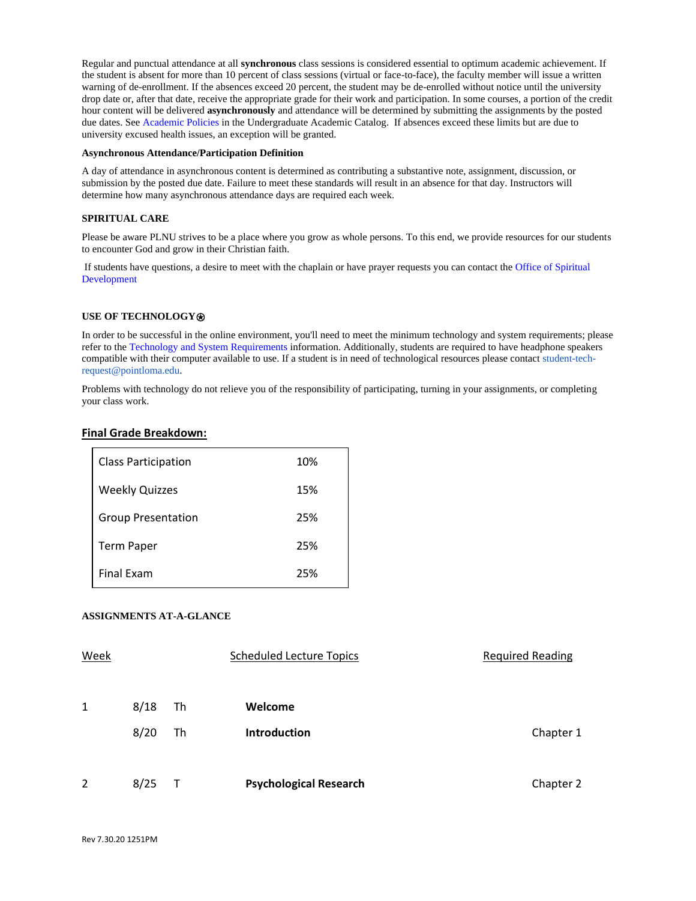Regular and punctual attendance at all **synchronous** class sessions is considered essential to optimum academic achievement. If the student is absent for more than 10 percent of class sessions (virtual or face-to-face), the faculty member will issue a written warning of de-enrollment. If the absences exceed 20 percent, the student may be de-enrolled without notice until the university drop date or, after that date, receive the appropriate grade for their work and participation. In some courses, a portion of the credit hour content will be delivered **asynchronously** and attendance will be determined by submitting the assignments by the posted due dates. See Academic Policies in the Undergraduate Academic Catalog. If absences exceed these limits but are due to university excused health issues, an exception will be granted.

**Asynchronous Attendance/Participation Definition**

A day of attendance in asynchronous content is determined as contributing a substantive note, assignment, discussion, or submission by the posted due date. Failure to meet these standards will result in an absence for that day. Instructors will determine how many asynchronous attendance days are required each week.

**SPIRITUAL CARE**

Please be aware PLNU strives to be a place where you grow as whole persons. To this end, we provide resources for our students to encounter God and grow in their Christian faith.

If students have questions, a desire to meet with the chaplain or have prayer requests you can contact the Office of Spiritual Development

**USE OF TECHNOLOGY⍟**

In order to be successful in the online environment, you'll need to meet the minimum technology and system requirements; please refer to the Technology and System Requirements information. Additionally, students are required to have headphone speakers compatible with their computer available to use. If a student is in need of technological resources please contact student-tech-request@pointloma.edu.

Problems with technology do not relieve you of the responsibility of participating, turning in your assignments, or completing your class work.

**Final Grade Breakdown:**

| Component | Weight |
|---|---|
| Class Participation | 10% |
| Weekly Quizzes | 15% |
| Group Presentation | 25% |
| Term Paper | 25% |
| Final Exam | 25% |

**ASSIGNMENTS AT-A-GLANCE**

| Week | Date | Day | Scheduled Lecture Topics | Required Reading |
|---|---|---|---|---|
| 1 | 8/18 | Th | **Welcome** | |
| | 8/20 | Th | **Introduction** | Chapter 1 |
| 2 | 8/25 | T | **Psychological Research** | Chapter 2 |

Rev 7.30.20 1251PM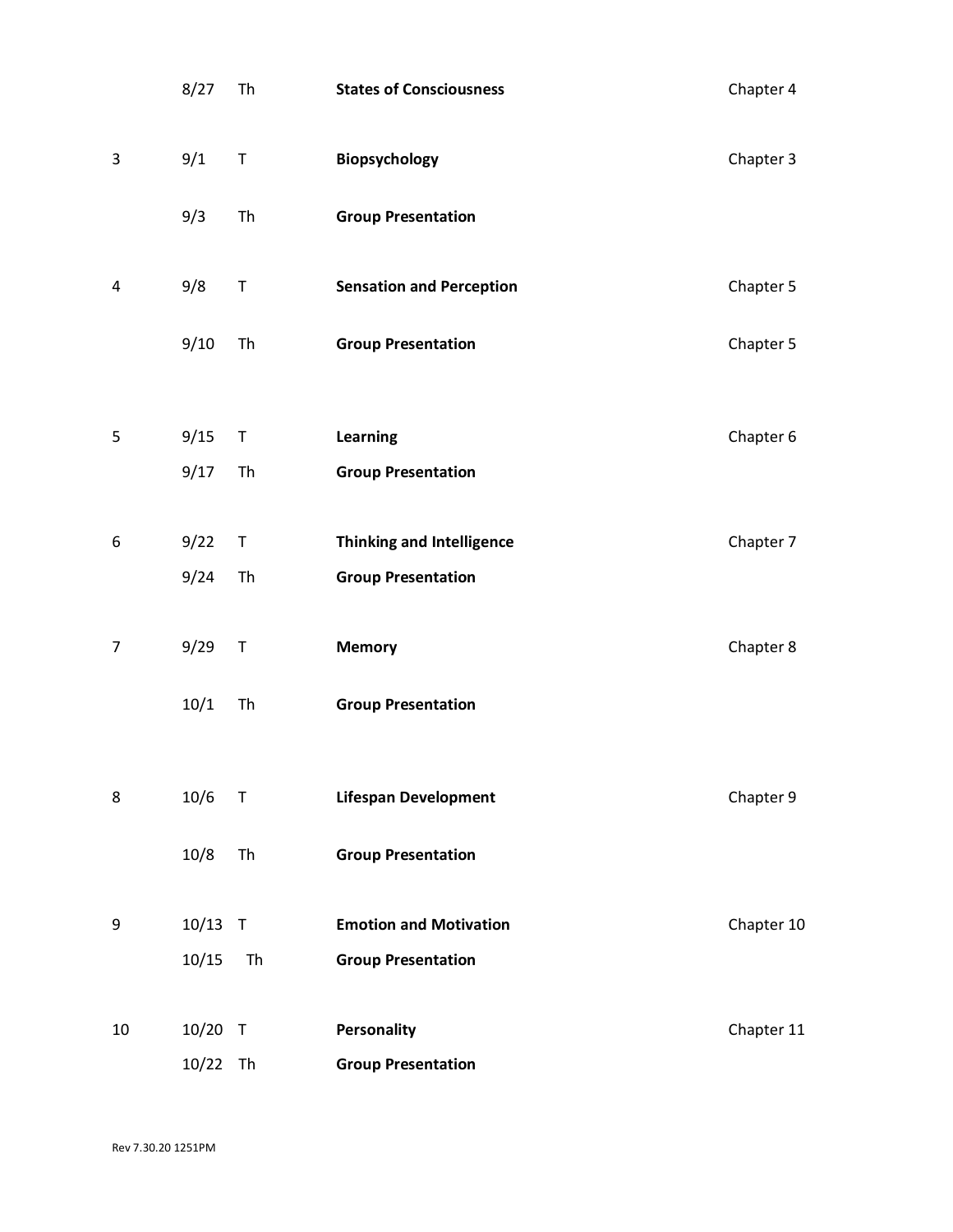| | | | | |
|---|---|---|---|---|
| | 8/27 | Th | **States of Consciousness** | Chapter 4 |
| 3 | 9/1 | T | **Biopsychology** | Chapter 3 |
| | 9/3 | Th | **Group Presentation** | |
| 4 | 9/8 | T | **Sensation and Perception** | Chapter 5 |
| | 9/10 | Th | **Group Presentation** | Chapter 5 |
| 5 | 9/15 | T | **Learning** | Chapter 6 |
| | 9/17 | Th | **Group Presentation** | |
| 6 | 9/22 | T | **Thinking and Intelligence** | Chapter 7 |
| | 9/24 | Th | **Group Presentation** | |
| 7 | 9/29 | T | **Memory** | Chapter 8 |
| | 10/1 | Th | **Group Presentation** | |
| 8 | 10/6 | T | **Lifespan Development** | Chapter 9 |
| | 10/8 | Th | **Group Presentation** | |
| 9 | 10/13 | T | **Emotion and Motivation** | Chapter 10 |
| | 10/15 | Th | **Group Presentation** | |
| 10 | 10/20 | T | **Personality** | Chapter 11 |
| | 10/22 | Th | **Group Presentation** | |

Rev 7.30.20 1251PM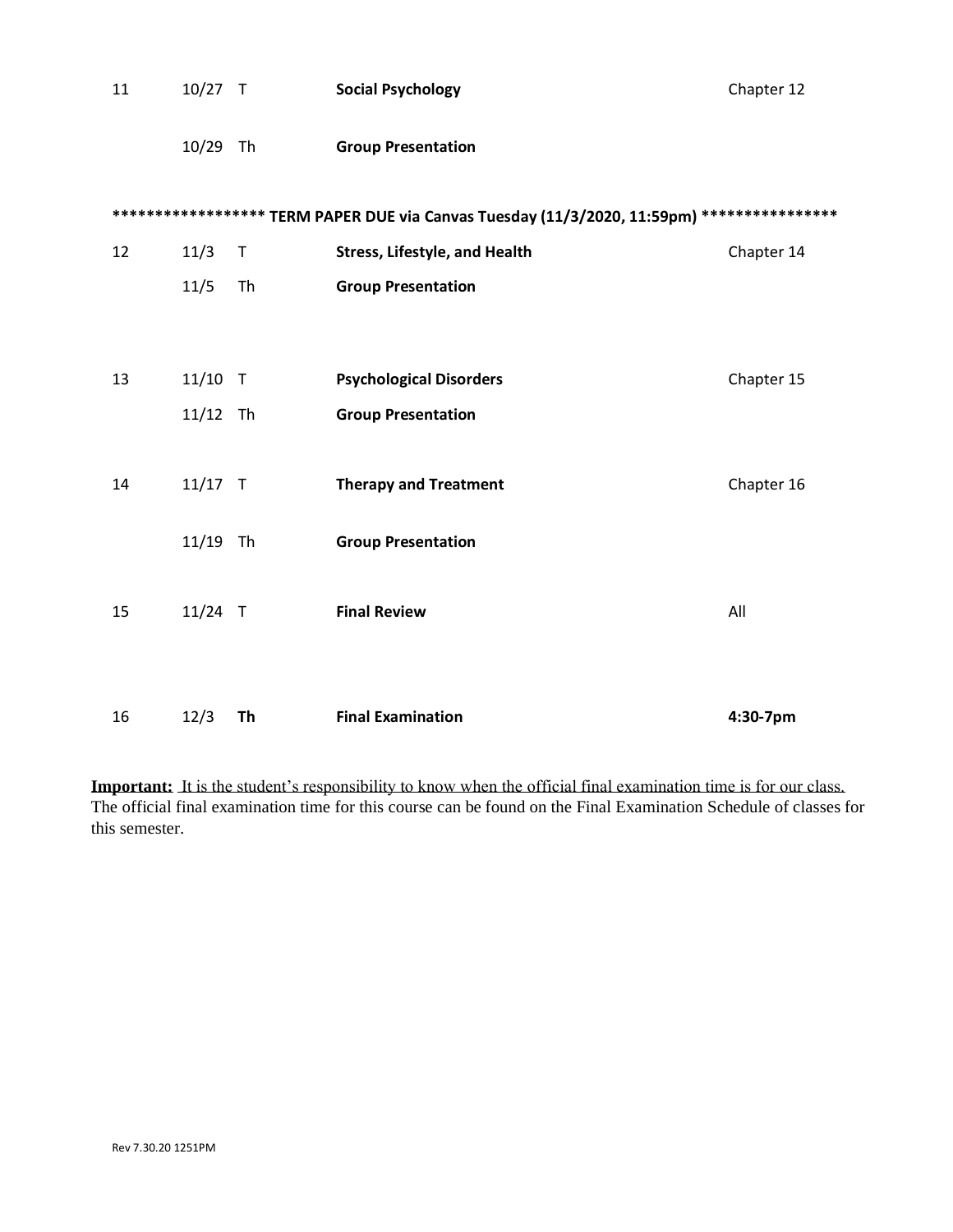| | | | | |
|---|---|---|---|---|
| 11 | 10/27 | T | **Social Psychology** | Chapter 12 |
| | 10/29 | Th | **Group Presentation** | |

**\***************** TERM PAPER DUE via Canvas Tuesday (11/3/2020, 11:59pm) ****************

| | | | | |
|---|---|---|---|---|
| 12 | 11/3 | T | **Stress, Lifestyle, and Health** | Chapter 14 |
| | 11/5 | Th | **Group Presentation** | |
| 13 | 11/10 | T | **Psychological Disorders** | Chapter 15 |
| | 11/12 | Th | **Group Presentation** | |
| 14 | 11/17 | T | **Therapy and Treatment** | Chapter 16 |
| | 11/19 | Th | **Group Presentation** | |
| 15 | 11/24 | T | **Final Review** | All |
| 16 | 12/3 | **Th** | **Final Examination** | **4:30-7pm** |

**Important:** It is the student's responsibility to know when the official final examination time is for our class. The official final examination time for this course can be found on the Final Examination Schedule of classes for this semester.

Rev 7.30.20 1251PM